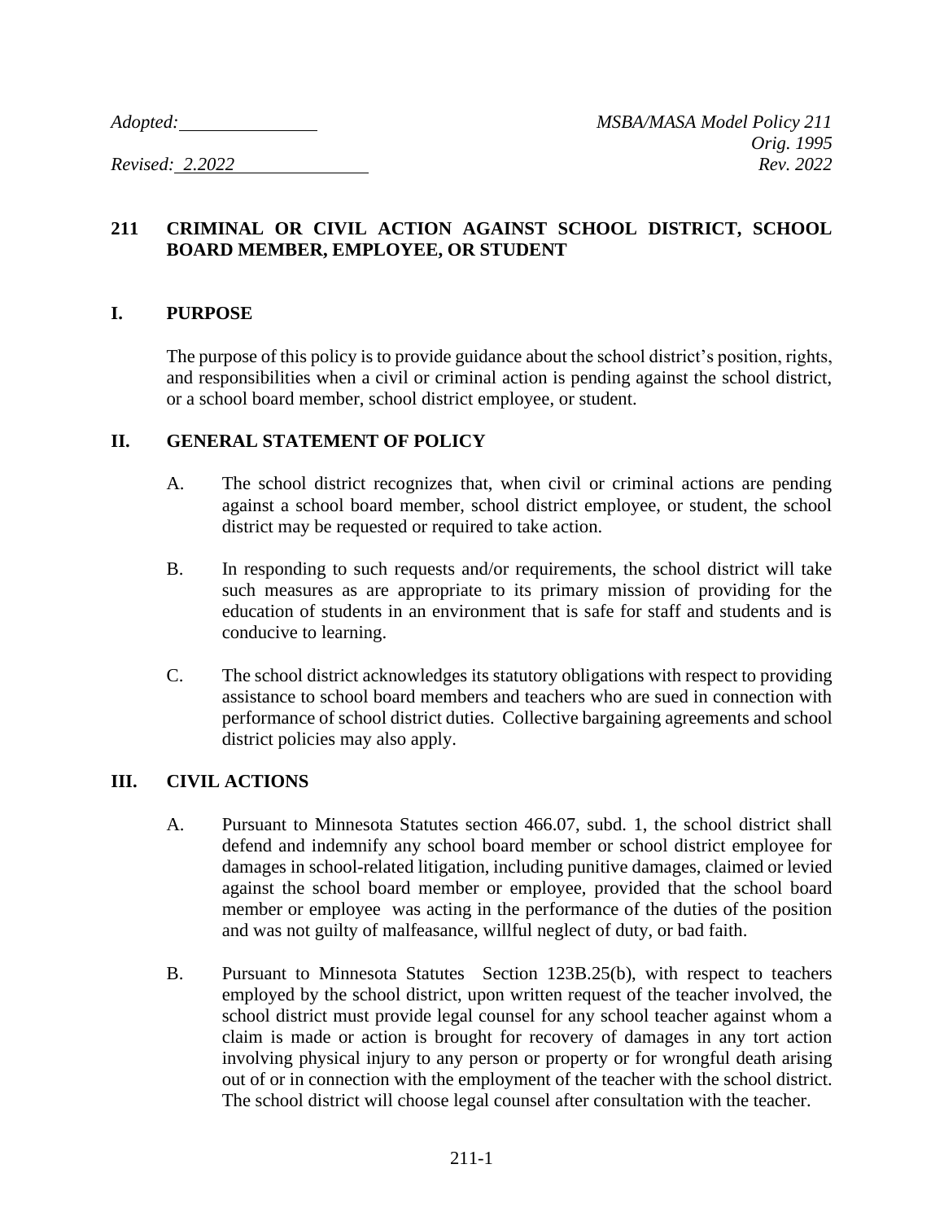*Adopted:* ______________ *MSBA/MASA Model Policy 211*
*Orig. 1995*
*Revised: 2.2022* *Rev. 2022*

# 211 CRIMINAL OR CIVIL ACTION AGAINST SCHOOL DISTRICT, SCHOOL BOARD MEMBER, EMPLOYEE, OR STUDENT

## I. PURPOSE

The purpose of this policy is to provide guidance about the school district's position, rights, and responsibilities when a civil or criminal action is pending against the school district, or a school board member, school district employee, or student.

## II. GENERAL STATEMENT OF POLICY

A. The school district recognizes that, when civil or criminal actions are pending against a school board member, school district employee, or student, the school district may be requested or required to take action.

B. In responding to such requests and/or requirements, the school district will take such measures as are appropriate to its primary mission of providing for the education of students in an environment that is safe for staff and students and is conducive to learning.

C. The school district acknowledges its statutory obligations with respect to providing assistance to school board members and teachers who are sued in connection with performance of school district duties. Collective bargaining agreements and school district policies may also apply.

## III. CIVIL ACTIONS

A. Pursuant to Minnesota Statutes section 466.07, subd. 1, the school district shall defend and indemnify any school board member or school district employee for damages in school-related litigation, including punitive damages, claimed or levied against the school board member or employee, provided that the school board member or employee was acting in the performance of the duties of the position and was not guilty of malfeasance, willful neglect of duty, or bad faith.

B. Pursuant to Minnesota Statutes Section 123B.25(b), with respect to teachers employed by the school district, upon written request of the teacher involved, the school district must provide legal counsel for any school teacher against whom a claim is made or action is brought for recovery of damages in any tort action involving physical injury to any person or property or for wrongful death arising out of or in connection with the employment of the teacher with the school district. The school district will choose legal counsel after consultation with the teacher.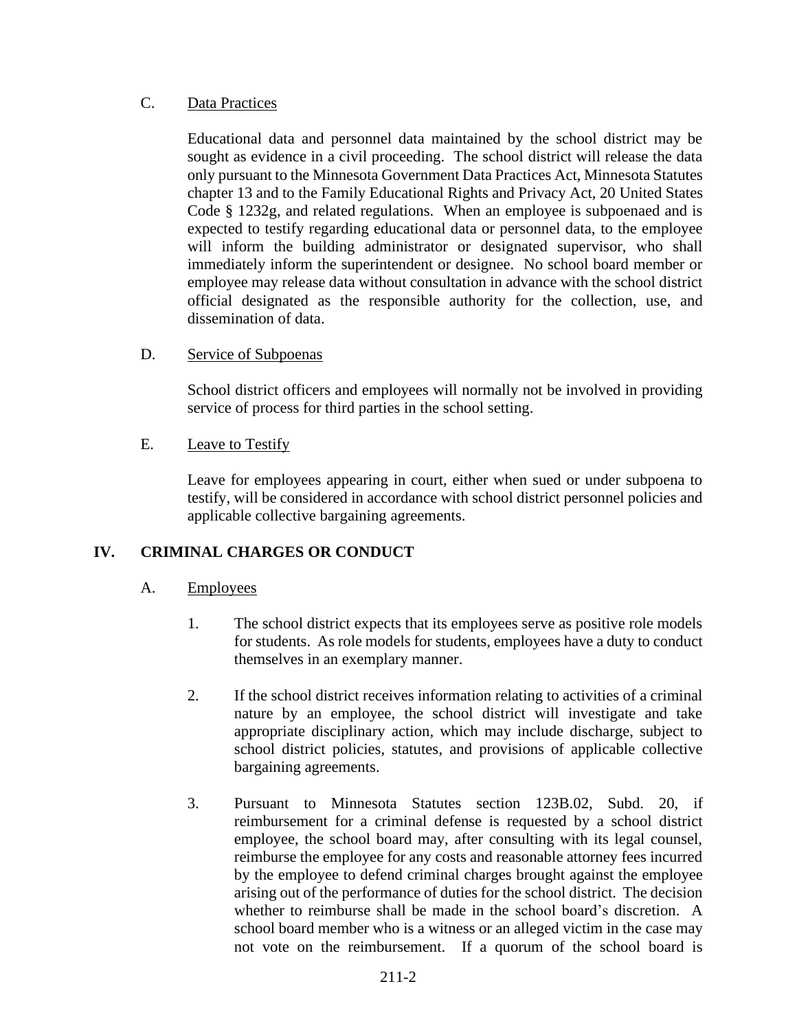C. Data Practices

Educational data and personnel data maintained by the school district may be sought as evidence in a civil proceeding. The school district will release the data only pursuant to the Minnesota Government Data Practices Act, Minnesota Statutes chapter 13 and to the Family Educational Rights and Privacy Act, 20 United States Code § 1232g, and related regulations. When an employee is subpoenaed and is expected to testify regarding educational data or personnel data, to the employee will inform the building administrator or designated supervisor, who shall immediately inform the superintendent or designee. No school board member or employee may release data without consultation in advance with the school district official designated as the responsible authority for the collection, use, and dissemination of data.

D. Service of Subpoenas

School district officers and employees will normally not be involved in providing service of process for third parties in the school setting.

E. Leave to Testify

Leave for employees appearing in court, either when sued or under subpoena to testify, will be considered in accordance with school district personnel policies and applicable collective bargaining agreements.

## IV. CRIMINAL CHARGES OR CONDUCT

A. Employees

1. The school district expects that its employees serve as positive role models for students. As role models for students, employees have a duty to conduct themselves in an exemplary manner.

2. If the school district receives information relating to activities of a criminal nature by an employee, the school district will investigate and take appropriate disciplinary action, which may include discharge, subject to school district policies, statutes, and provisions of applicable collective bargaining agreements.

3. Pursuant to Minnesota Statutes section 123B.02, Subd. 20, if reimbursement for a criminal defense is requested by a school district employee, the school board may, after consulting with its legal counsel, reimburse the employee for any costs and reasonable attorney fees incurred by the employee to defend criminal charges brought against the employee arising out of the performance of duties for the school district. The decision whether to reimburse shall be made in the school board's discretion. A school board member who is a witness or an alleged victim in the case may not vote on the reimbursement. If a quorum of the school board is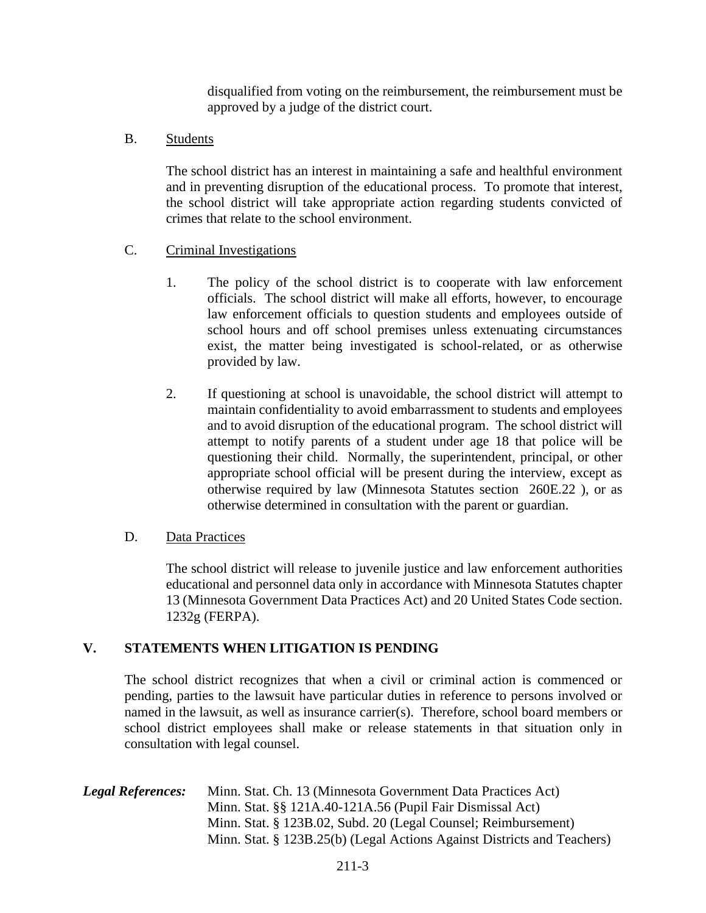disqualified from voting on the reimbursement, the reimbursement must be approved by a judge of the district court.

B. Students

The school district has an interest in maintaining a safe and healthful environment and in preventing disruption of the educational process. To promote that interest, the school district will take appropriate action regarding students convicted of crimes that relate to the school environment.

C. Criminal Investigations

1. The policy of the school district is to cooperate with law enforcement officials. The school district will make all efforts, however, to encourage law enforcement officials to question students and employees outside of school hours and off school premises unless extenuating circumstances exist, the matter being investigated is school-related, or as otherwise provided by law.

2. If questioning at school is unavoidable, the school district will attempt to maintain confidentiality to avoid embarrassment to students and employees and to avoid disruption of the educational program. The school district will attempt to notify parents of a student under age 18 that police will be questioning their child. Normally, the superintendent, principal, or other appropriate school official will be present during the interview, except as otherwise required by law (Minnesota Statutes section 260E.22 ), or as otherwise determined in consultation with the parent or guardian.

D. Data Practices

The school district will release to juvenile justice and law enforcement authorities educational and personnel data only in accordance with Minnesota Statutes chapter 13 (Minnesota Government Data Practices Act) and 20 United States Code section. 1232g (FERPA).

## V. STATEMENTS WHEN LITIGATION IS PENDING

The school district recognizes that when a civil or criminal action is commenced or pending, parties to the lawsuit have particular duties in reference to persons involved or named in the lawsuit, as well as insurance carrier(s). Therefore, school board members or school district employees shall make or release statements in that situation only in consultation with legal counsel.

***Legal References:*** Minn. Stat. Ch. 13 (Minnesota Government Data Practices Act)
Minn. Stat. §§ 121A.40-121A.56 (Pupil Fair Dismissal Act)
Minn. Stat. § 123B.02, Subd. 20 (Legal Counsel; Reimbursement)
Minn. Stat. § 123B.25(b) (Legal Actions Against Districts and Teachers)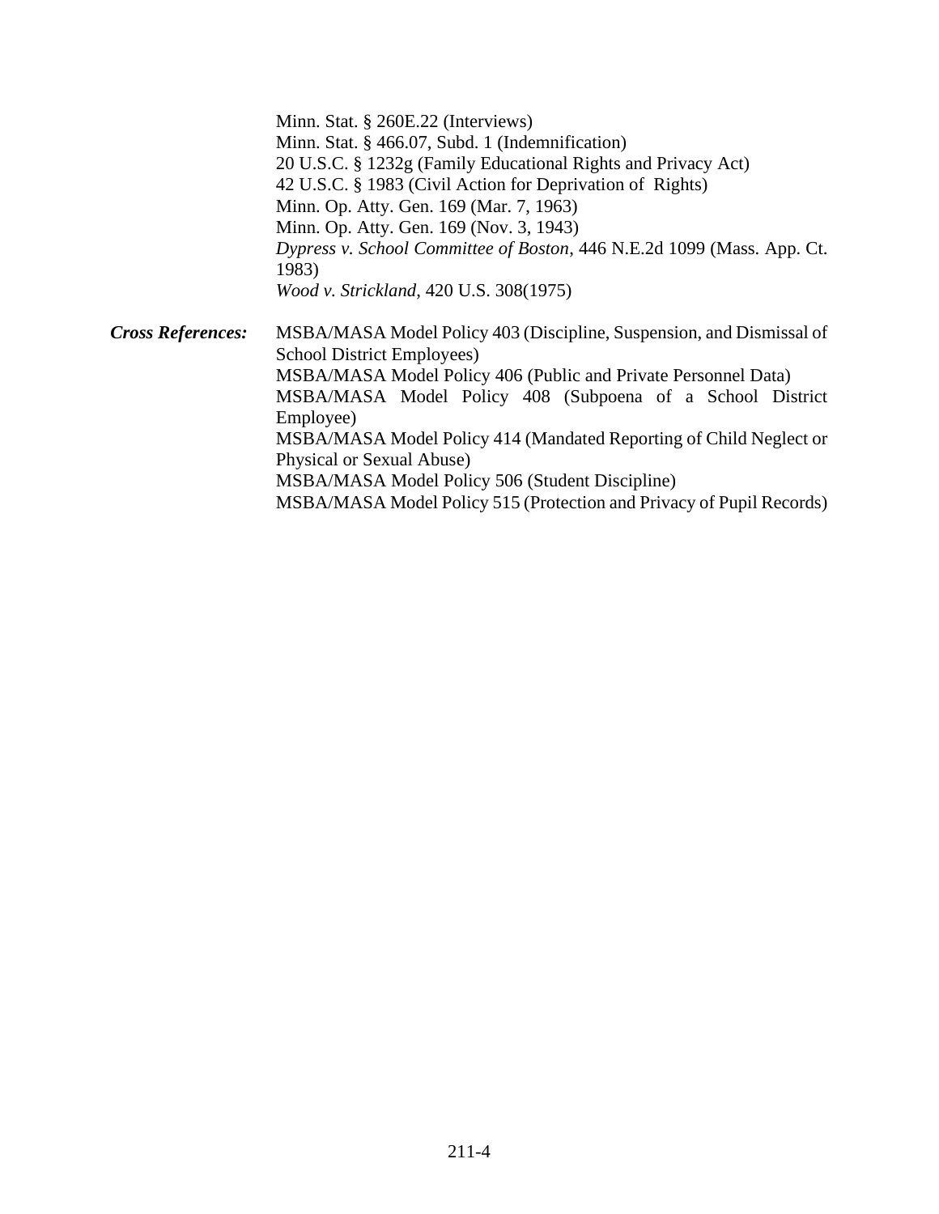Minn. Stat. § 260E.22 (Interviews)
Minn. Stat. § 466.07, Subd. 1 (Indemnification)
20 U.S.C. § 1232g (Family Educational Rights and Privacy Act)
42 U.S.C. § 1983 (Civil Action for Deprivation of Rights)
Minn. Op. Atty. Gen. 169 (Mar. 7, 1963)
Minn. Op. Atty. Gen. 169 (Nov. 3, 1943)
*Dypress v. School Committee of Boston*, 446 N.E.2d 1099 (Mass. App. Ct. 1983)
*Wood v. Strickland*, 420 U.S. 308(1975)

***Cross References:*** MSBA/MASA Model Policy 403 (Discipline, Suspension, and Dismissal of School District Employees)
MSBA/MASA Model Policy 406 (Public and Private Personnel Data)
MSBA/MASA Model Policy 408 (Subpoena of a School District Employee)
MSBA/MASA Model Policy 414 (Mandated Reporting of Child Neglect or Physical or Sexual Abuse)
MSBA/MASA Model Policy 506 (Student Discipline)
MSBA/MASA Model Policy 515 (Protection and Privacy of Pupil Records)